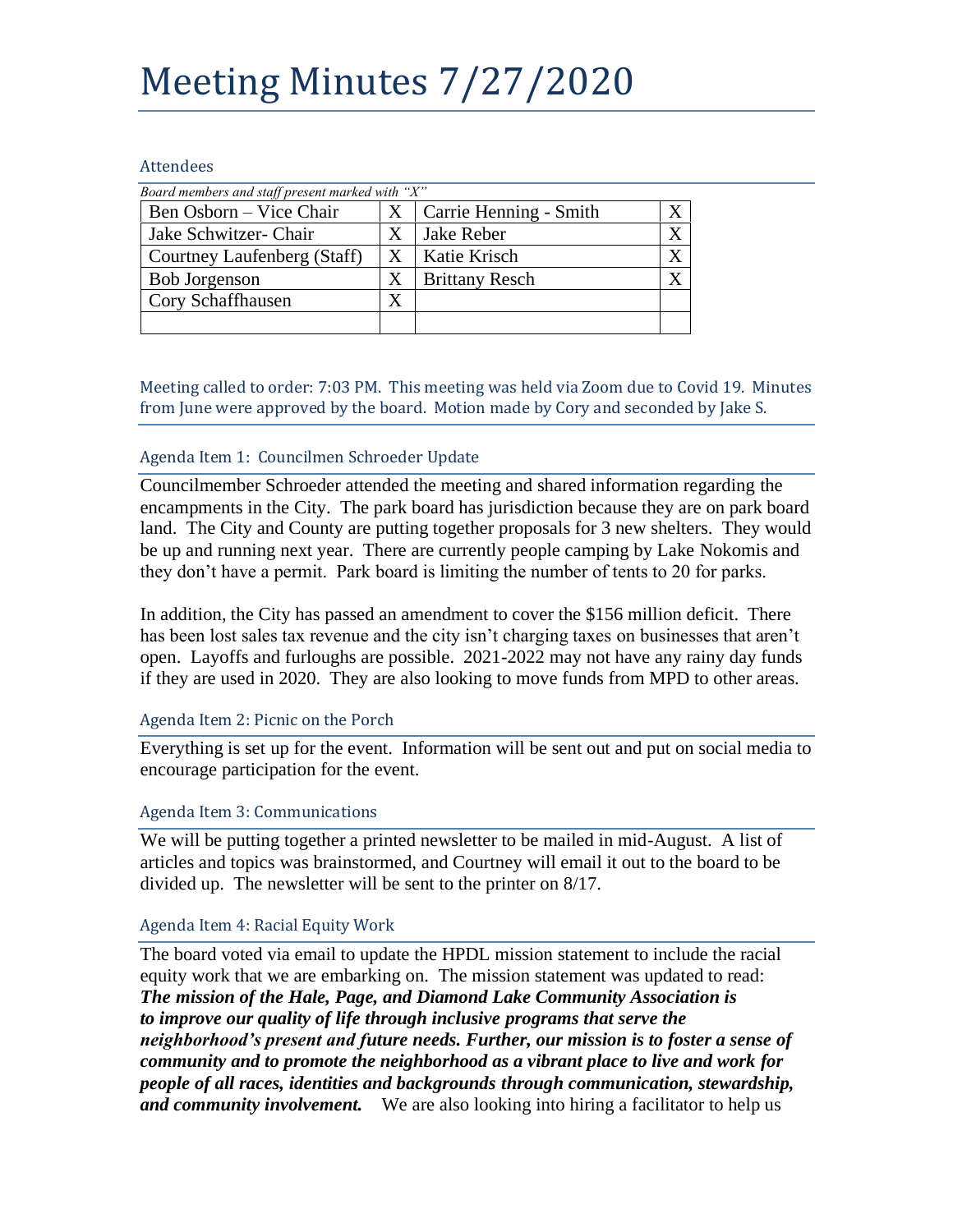# Meeting Minutes 7/27/2020

## Attendees

*Board members and staff present marked with "X"*

| | | | |
|---|---|---|---|
| Ben Osborn – Vice Chair | X | Carrie Henning - Smith | X |
| Jake Schwitzer- Chair | X | Jake Reber | X |
| Courtney Laufenberg (Staff) | X | Katie Krisch | X |
| Bob Jorgenson | X | Brittany Resch | X |
| Cory Schaffhausen | X | | |
| | | | |

Meeting called to order: 7:03 PM. This meeting was held via Zoom due to Covid 19. Minutes from June were approved by the board. Motion made by Cory and seconded by Jake S.

### Agenda Item 1: Councilmen Schroeder Update

Councilmember Schroeder attended the meeting and shared information regarding the encampments in the City. The park board has jurisdiction because they are on park board land. The City and County are putting together proposals for 3 new shelters. They would be up and running next year. There are currently people camping by Lake Nokomis and they don't have a permit. Park board is limiting the number of tents to 20 for parks.

In addition, the City has passed an amendment to cover the $156 million deficit. There has been lost sales tax revenue and the city isn't charging taxes on businesses that aren't open. Layoffs and furloughs are possible. 2021-2022 may not have any rainy day funds if they are used in 2020. They are also looking to move funds from MPD to other areas.

### Agenda Item 2: Picnic on the Porch

Everything is set up for the event. Information will be sent out and put on social media to encourage participation for the event.

### Agenda Item 3: Communications

We will be putting together a printed newsletter to be mailed in mid-August. A list of articles and topics was brainstormed, and Courtney will email it out to the board to be divided up. The newsletter will be sent to the printer on 8/17.

### Agenda Item 4: Racial Equity Work

The board voted via email to update the HPDL mission statement to include the racial equity work that we are embarking on. The mission statement was updated to read: ***The mission of the Hale, Page, and Diamond Lake Community Association is to improve our quality of life through inclusive programs that serve the neighborhood's present and future needs. Further, our mission is to foster a sense of community and to promote the neighborhood as a vibrant place to live and work for people of all races, identities and backgrounds through communication, stewardship, and community involvement.*** We are also looking into hiring a facilitator to help us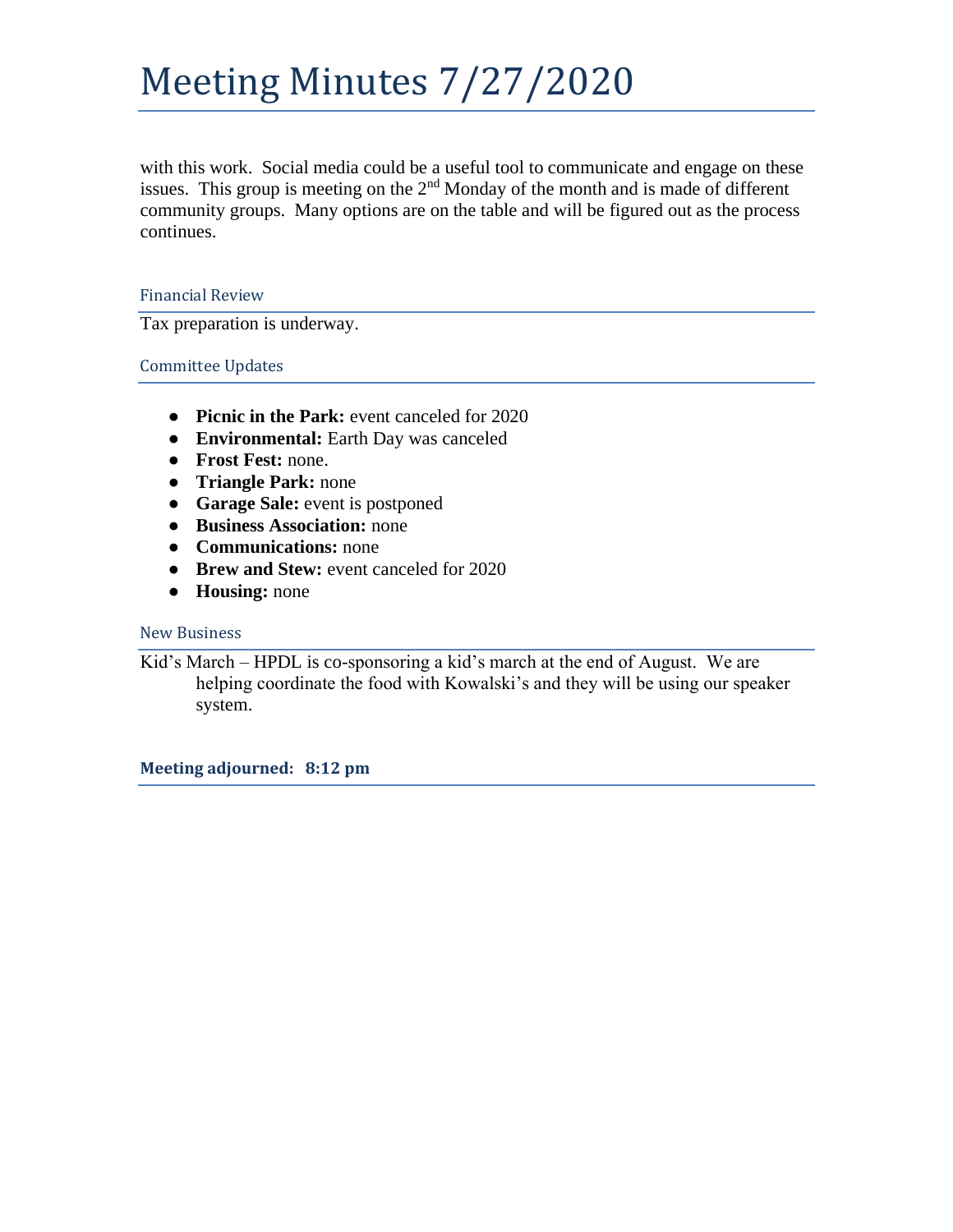# Meeting Minutes 7/27/2020

with this work. Social media could be a useful tool to communicate and engage on these issues. This group is meeting on the 2nd Monday of the month and is made of different community groups. Many options are on the table and will be figured out as the process continues.

### Financial Review

Tax preparation is underway.

### Committee Updates

- **Picnic in the Park:** event canceled for 2020
- **Environmental:** Earth Day was canceled
- **Frost Fest:** none.
- **Triangle Park:** none
- **Garage Sale:** event is postponed
- **Business Association:** none
- **Communications:** none
- **Brew and Stew:** event canceled for 2020
- **Housing:** none

### New Business

Kid's March – HPDL is co-sponsoring a kid's march at the end of August. We are helping coordinate the food with Kowalski's and they will be using our speaker system.

**Meeting adjourned: 8:12 pm**